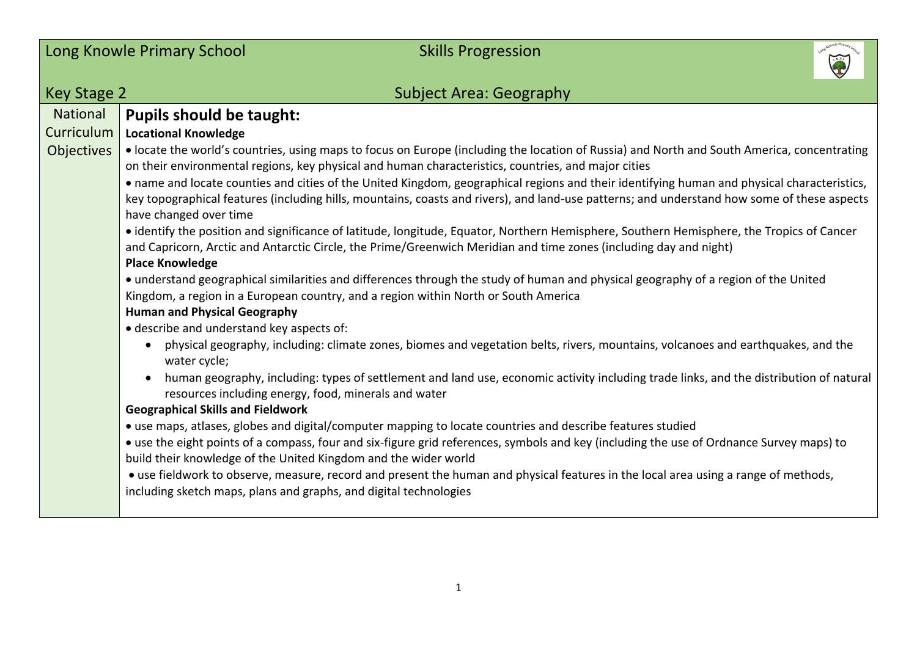| Long Knowle Primary School | Skills Progression |
|---|---|
| Key Stage 2 | Subject Area: Geography |
| National Curriculum Objectives | **Pupils should be taught:**<br>**Locational Knowledge**<br>• locate the world's countries, using maps to focus on Europe (including the location of Russia) and North and South America, concentrating on their environmental regions, key physical and human characteristics, countries, and major cities<br>• name and locate counties and cities of the United Kingdom, geographical regions and their identifying human and physical characteristics, key topographical features (including hills, mountains, coasts and rivers), and land-use patterns; and understand how some of these aspects have changed over time<br>• identify the position and significance of latitude, longitude, Equator, Northern Hemisphere, Southern Hemisphere, the Tropics of Cancer and Capricorn, Arctic and Antarctic Circle, the Prime/Greenwich Meridian and time zones (including day and night)<br>**Place Knowledge**<br>• understand geographical similarities and differences through the study of human and physical geography of a region of the United Kingdom, a region in a European country, and a region within North or South America<br>**Human and Physical Geography**<br>• describe and understand key aspects of:<br>• physical geography, including: climate zones, biomes and vegetation belts, rivers, mountains, volcanoes and earthquakes, and the water cycle;<br>• human geography, including: types of settlement and land use, economic activity including trade links, and the distribution of natural resources including energy, food, minerals and water<br>**Geographical Skills and Fieldwork**<br>• use maps, atlases, globes and digital/computer mapping to locate countries and describe features studied<br>• use the eight points of a compass, four and six-figure grid references, symbols and key (including the use of Ordnance Survey maps) to build their knowledge of the United Kingdom and the wider world<br>• use fieldwork to observe, measure, record and present the human and physical features in the local area using a range of methods, including sketch maps, plans and graphs, and digital technologies |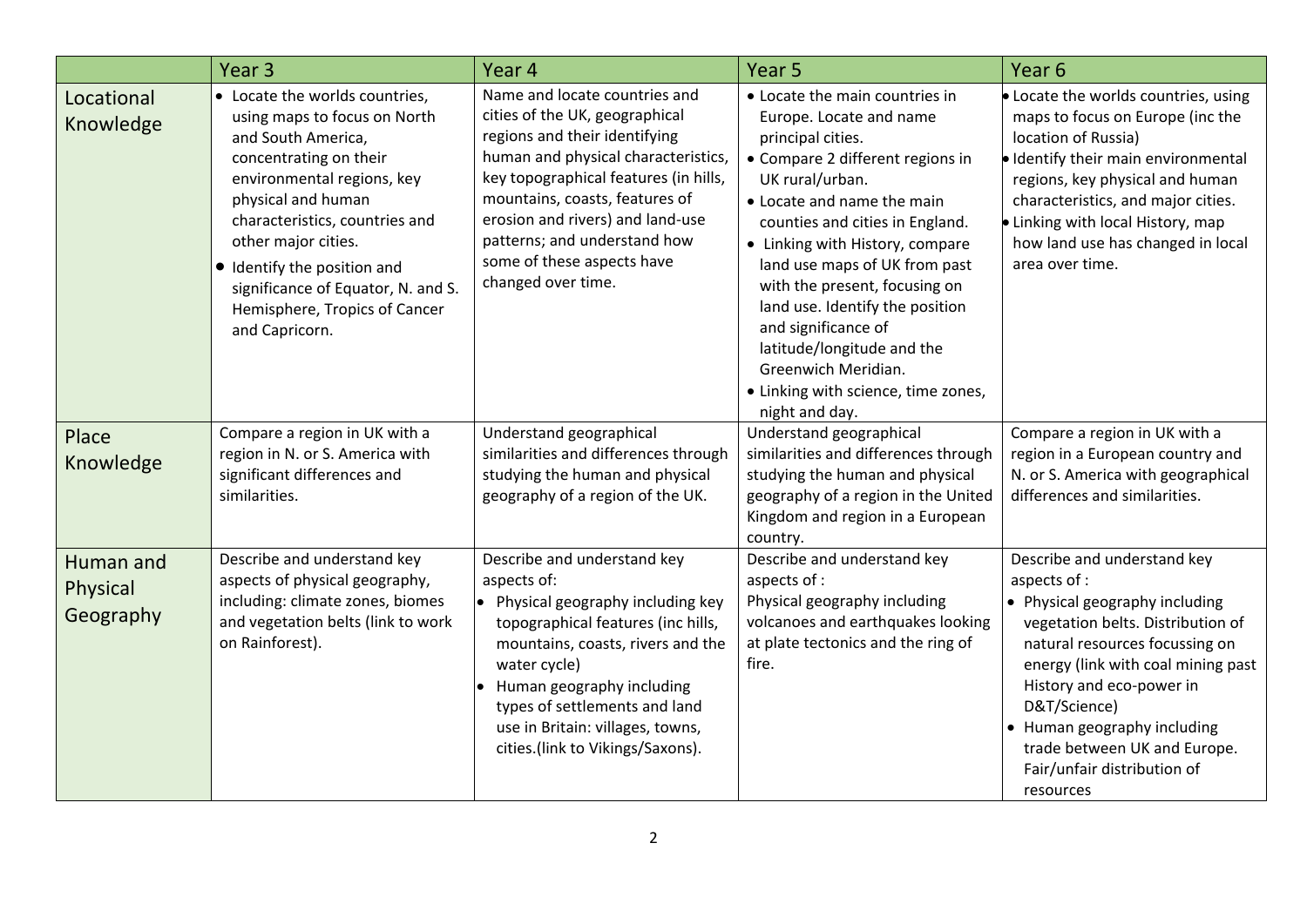| | Year 3 | Year 4 | Year 5 | Year 6 |
|---|---|---|---|---|
| Locational Knowledge | • Locate the worlds countries, using maps to focus on North and South America, concentrating on their environmental regions, key physical and human characteristics, countries and other major cities.<br>• Identify the position and significance of Equator, N. and S. Hemisphere, Tropics of Cancer and Capricorn. | Name and locate countries and cities of the UK, geographical regions and their identifying human and physical characteristics, key topographical features (in hills, mountains, coasts, features of erosion and rivers) and land-use patterns; and understand how some of these aspects have changed over time. | • Locate the main countries in Europe. Locate and name principal cities.<br>• Compare 2 different regions in UK rural/urban.<br>• Locate and name the main counties and cities in England.<br>• Linking with History, compare land use maps of UK from past with the present, focusing on land use. Identify the position and significance of latitude/longitude and the Greenwich Meridian.<br>• Linking with science, time zones, night and day. | • Locate the worlds countries, using maps to focus on Europe (inc the location of Russia)<br>• Identify their main environmental regions, key physical and human characteristics, and major cities.<br>• Linking with local History, map how land use has changed in local area over time. |
| Place Knowledge | Compare a region in UK with a region in N. or S. America with significant differences and similarities. | Understand geographical similarities and differences through studying the human and physical geography of a region of the UK. | Understand geographical similarities and differences through studying the human and physical geography of a region in the United Kingdom and region in a European country. | Compare a region in UK with a region in a European country and N. or S. America with geographical differences and similarities. |
| Human and Physical Geography | Describe and understand key aspects of physical geography, including: climate zones, biomes and vegetation belts (link to work on Rainforest). | Describe and understand key aspects of:<br>• Physical geography including key topographical features (inc hills, mountains, coasts, rivers and the water cycle)<br>• Human geography including types of settlements and land use in Britain: villages, towns, cities.(link to Vikings/Saxons). | Describe and understand key aspects of :<br>Physical geography including volcanoes and earthquakes looking at plate tectonics and the ring of fire. | Describe and understand key aspects of :<br>• Physical geography including vegetation belts. Distribution of natural resources focussing on energy (link with coal mining past History and eco-power in D&T/Science)<br>• Human geography including trade between UK and Europe. Fair/unfair distribution of resources |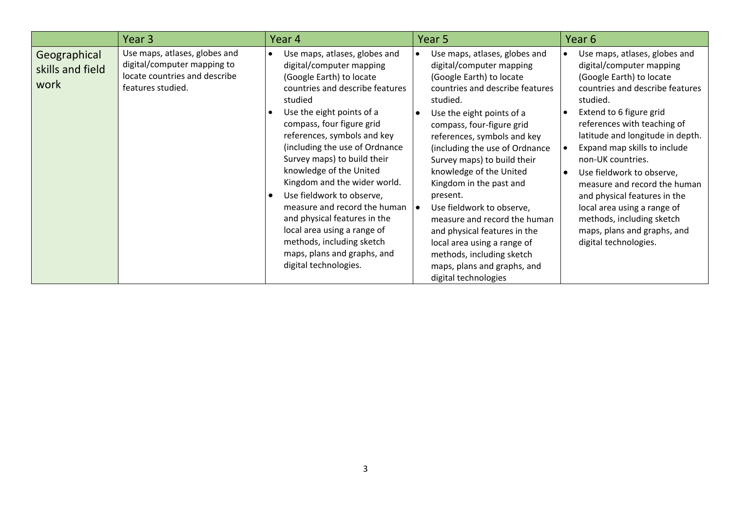| | Year 3 | Year 4 | Year 5 | Year 6 |
|---|---|---|---|---|
| Geographical skills and field work | Use maps, atlases, globes and digital/computer mapping to locate countries and describe features studied. | • Use maps, atlases, globes and digital/computer mapping (Google Earth) to locate countries and describe features studied<br>• Use the eight points of a compass, four figure grid references, symbols and key (including the use of Ordnance Survey maps) to build their knowledge of the United Kingdom and the wider world.<br>• Use fieldwork to observe, measure and record the human and physical features in the local area using a range of methods, including sketch maps, plans and graphs, and digital technologies. | • Use maps, atlases, globes and digital/computer mapping (Google Earth) to locate countries and describe features studied.<br>• Use the eight points of a compass, four-figure grid references, symbols and key (including the use of Ordnance Survey maps) to build their knowledge of the United Kingdom in the past and present.<br>• Use fieldwork to observe, measure and record the human and physical features in the local area using a range of methods, including sketch maps, plans and graphs, and digital technologies | • Use maps, atlases, globes and digital/computer mapping (Google Earth) to locate countries and describe features studied.<br>• Extend to 6 figure grid references with teaching of latitude and longitude in depth.<br>• Expand map skills to include non-UK countries.<br>• Use fieldwork to observe, measure and record the human and physical features in the local area using a range of methods, including sketch maps, plans and graphs, and digital technologies. |